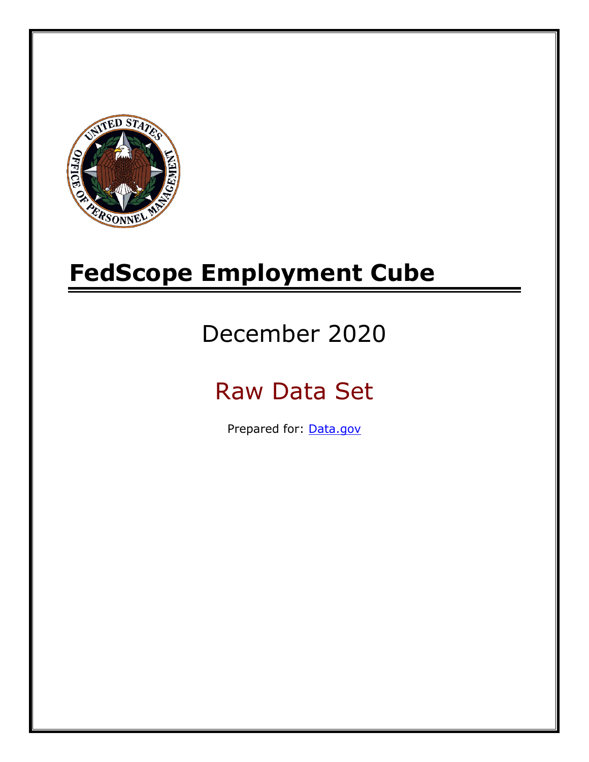# FedScope Employment Cube

## December 2020

## Raw Data Set

Prepared for: [Data.gov](Data.gov)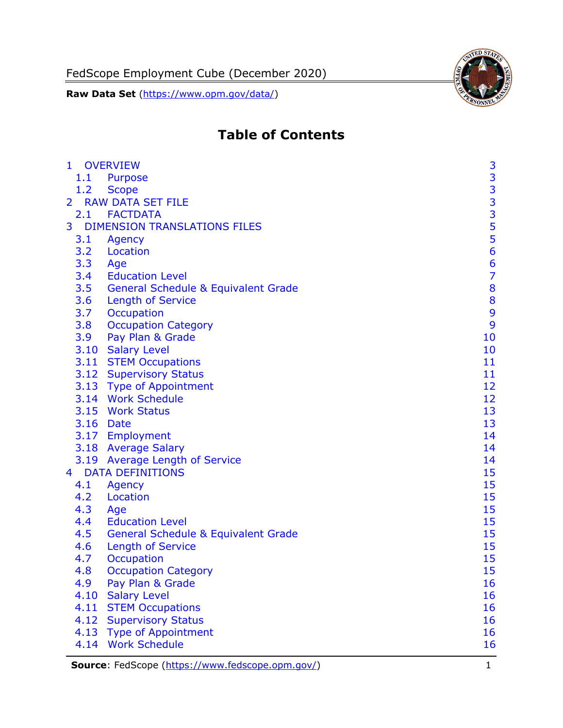# Table of Contents

| | | |
|---|---|---|
| 1 | OVERVIEW | 3 |
| 1.1 | Purpose | 3 |
| 1.2 | Scope | 3 |
| 2 | RAW DATA SET FILE | 3 |
| 2.1 | FACTDATA | 3 |
| 3 | DIMENSION TRANSLATIONS FILES | 5 |
| 3.1 | Agency | 5 |
| 3.2 | Location | 6 |
| 3.3 | Age | 6 |
| 3.4 | Education Level | 7 |
| 3.5 | General Schedule & Equivalent Grade | 8 |
| 3.6 | Length of Service | 8 |
| 3.7 | Occupation | 9 |
| 3.8 | Occupation Category | 9 |
| 3.9 | Pay Plan & Grade | 10 |
| 3.10 | Salary Level | 10 |
| 3.11 | STEM Occupations | 11 |
| 3.12 | Supervisory Status | 11 |
| 3.13 | Type of Appointment | 12 |
| 3.14 | Work Schedule | 12 |
| 3.15 | Work Status | 13 |
| 3.16 | Date | 13 |
| 3.17 | Employment | 14 |
| 3.18 | Average Salary | 14 |
| 3.19 | Average Length of Service | 14 |
| 4 | DATA DEFINITIONS | 15 |
| 4.1 | Agency | 15 |
| 4.2 | Location | 15 |
| 4.3 | Age | 15 |
| 4.4 | Education Level | 15 |
| 4.5 | General Schedule & Equivalent Grade | 15 |
| 4.6 | Length of Service | 15 |
| 4.7 | Occupation | 15 |
| 4.8 | Occupation Category | 15 |
| 4.9 | Pay Plan & Grade | 16 |
| 4.10 | Salary Level | 16 |
| 4.11 | STEM Occupations | 16 |
| 4.12 | Supervisory Status | 16 |
| 4.13 | Type of Appointment | 16 |
| 4.14 | Work Schedule | 16 |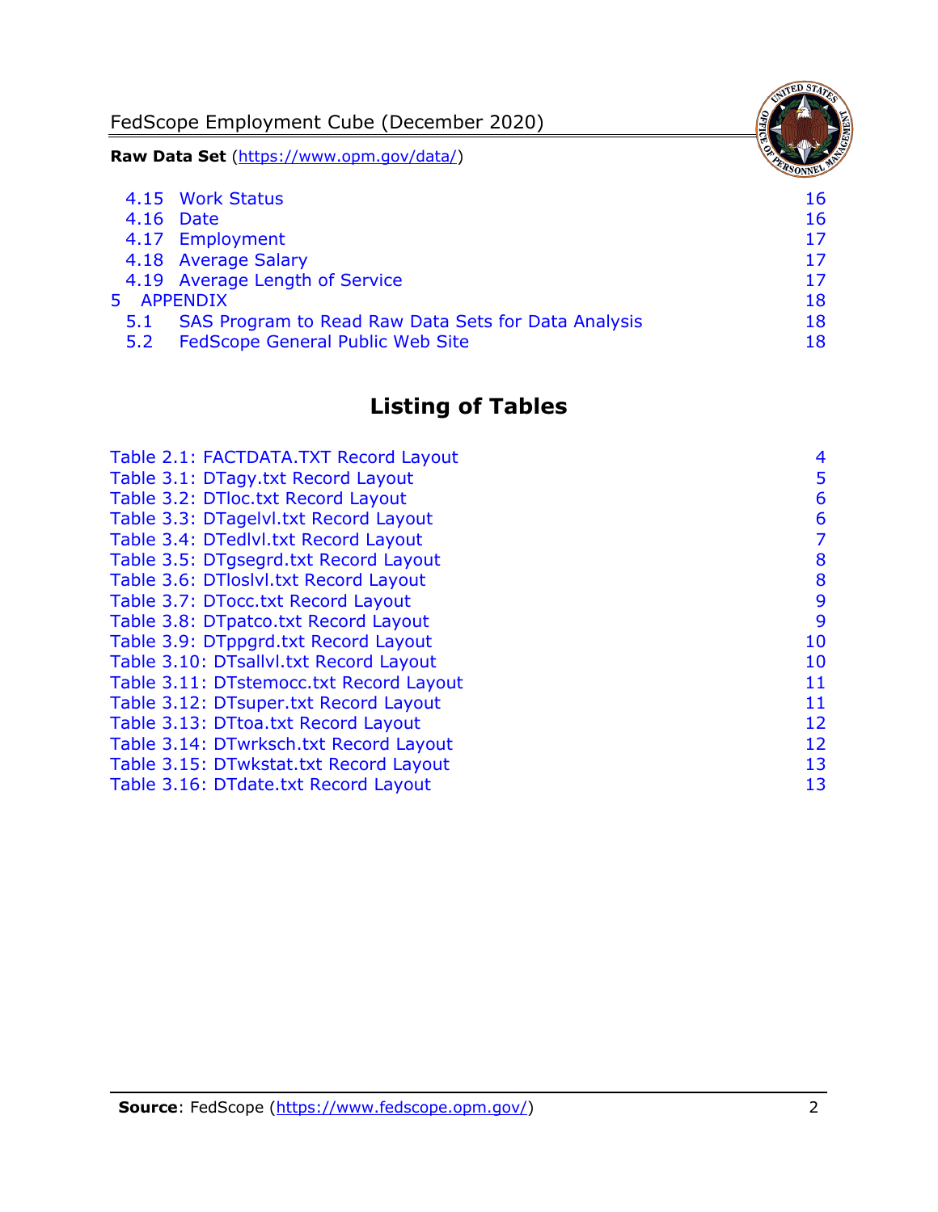4.15 Work Status 16
4.16 Date 16
4.17 Employment 17
4.18 Average Salary 17
4.19 Average Length of Service 17
5 APPENDIX 18
5.1 SAS Program to Read Raw Data Sets for Data Analysis 18
5.2 FedScope General Public Web Site 18

## Listing of Tables

Table 2.1: FACTDATA.TXT Record Layout 4
Table 3.1: DTagy.txt Record Layout 5
Table 3.2: DTloc.txt Record Layout 6
Table 3.3: DTagelvl.txt Record Layout 6
Table 3.4: DTedlvl.txt Record Layout 7
Table 3.5: DTgsegrd.txt Record Layout 8
Table 3.6: DTloslvl.txt Record Layout 8
Table 3.7: DTocc.txt Record Layout 9
Table 3.8: DTpatco.txt Record Layout 9
Table 3.9: DTppgrd.txt Record Layout 10
Table 3.10: DTsallvl.txt Record Layout 10
Table 3.11: DTstemocc.txt Record Layout 11
Table 3.12: DTsuper.txt Record Layout 11
Table 3.13: DTtoa.txt Record Layout 12
Table 3.14: DTwrksch.txt Record Layout 12
Table 3.15: DTwkstat.txt Record Layout 13
Table 3.16: DTdate.txt Record Layout 13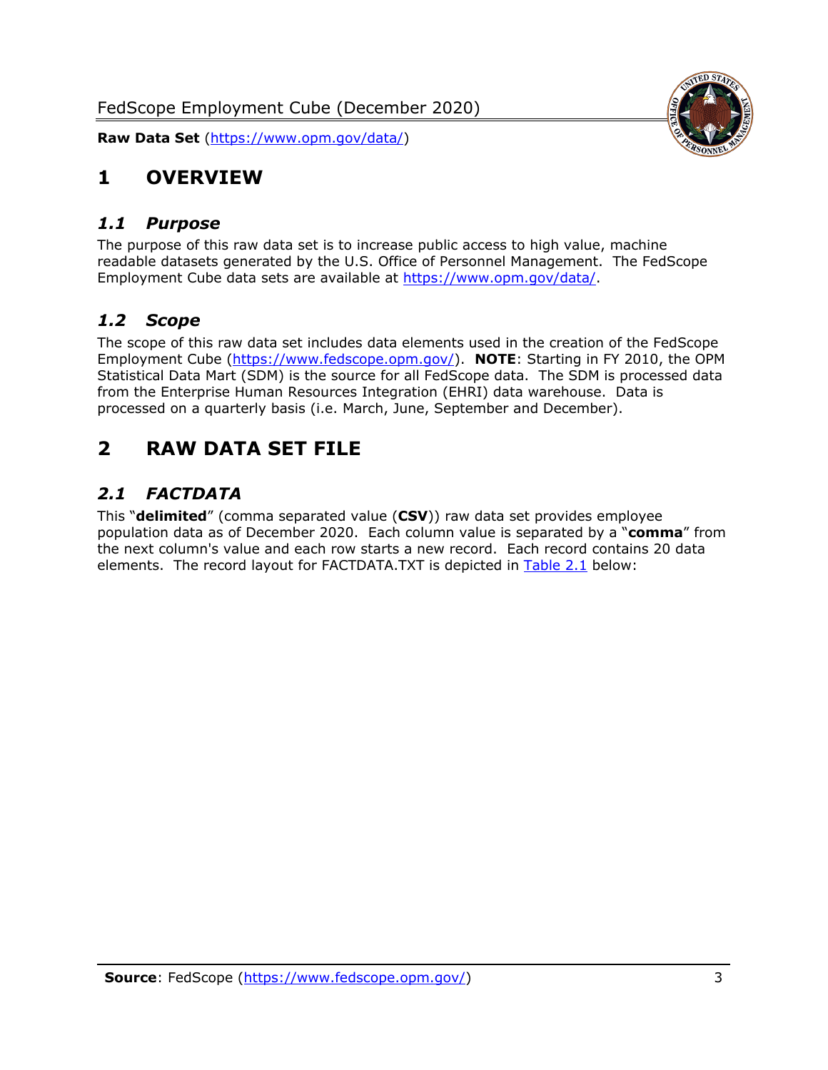# 1 OVERVIEW

## *1.1 Purpose*

The purpose of this raw data set is to increase public access to high value, machine readable datasets generated by the U.S. Office of Personnel Management. The FedScope Employment Cube data sets are available at https://www.opm.gov/data/.

## *1.2 Scope*

The scope of this raw data set includes data elements used in the creation of the FedScope Employment Cube (https://www.fedscope.opm.gov/). **NOTE**: Starting in FY 2010, the OPM Statistical Data Mart (SDM) is the source for all FedScope data. The SDM is processed data from the Enterprise Human Resources Integration (EHRI) data warehouse. Data is processed on a quarterly basis (i.e. March, June, September and December).

# 2 RAW DATA SET FILE

## *2.1 FACTDATA*

This "**delimited**" (comma separated value (**CSV**)) raw data set provides employee population data as of December 2020. Each column value is separated by a "**comma**" from the next column's value and each row starts a new record. Each record contains 20 data elements. The record layout for FACTDATA.TXT is depicted in Table 2.1 below: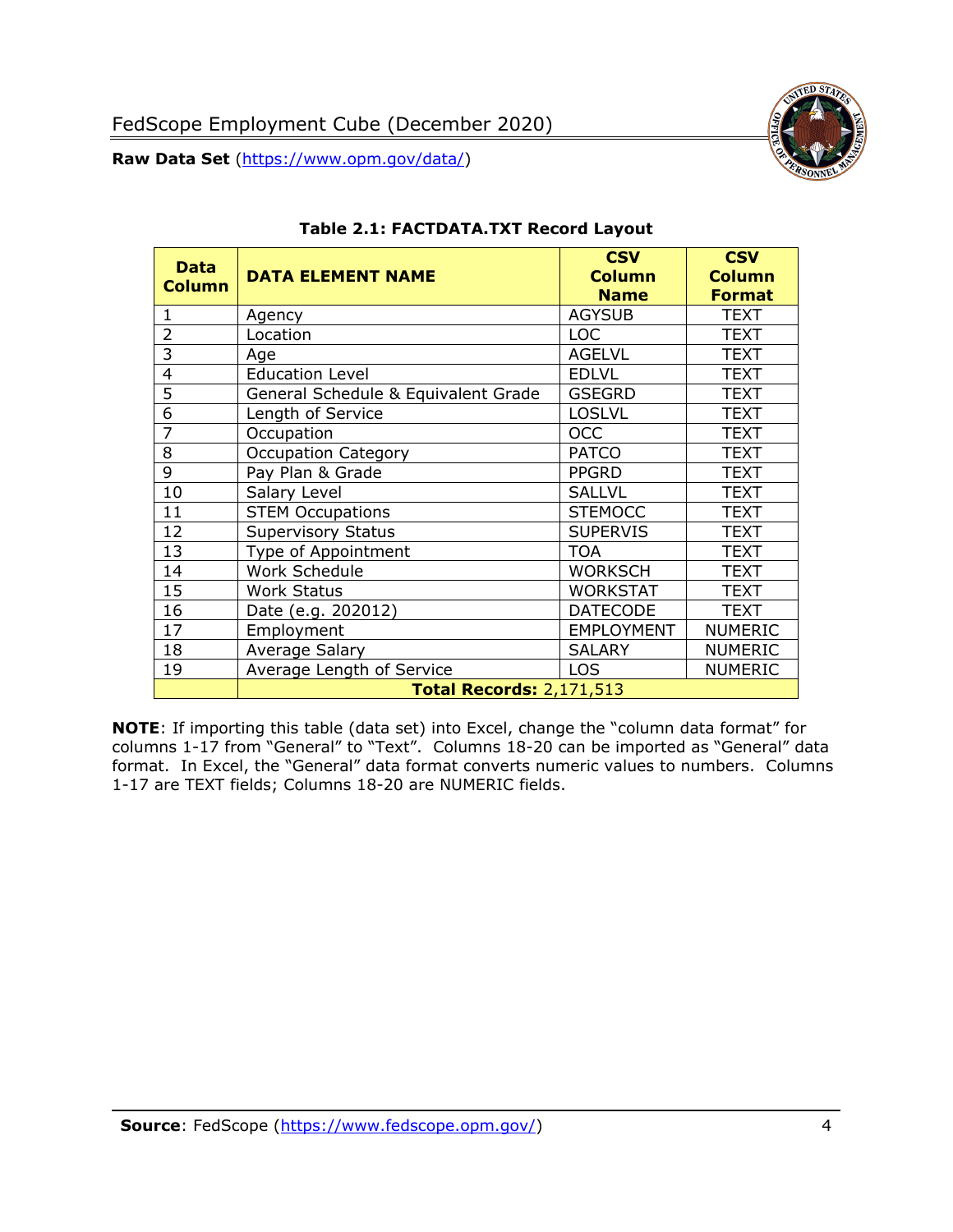**Table 2.1: FACTDATA.TXT Record Layout**

| Data Column | DATA ELEMENT NAME | CSV Column Name | CSV Column Format |
|---|---|---|---|
| 1 | Agency | AGYSUB | TEXT |
| 2 | Location | LOC | TEXT |
| 3 | Age | AGELVL | TEXT |
| 4 | Education Level | EDLVL | TEXT |
| 5 | General Schedule & Equivalent Grade | GSEGRD | TEXT |
| 6 | Length of Service | LOSLVL | TEXT |
| 7 | Occupation | OCC | TEXT |
| 8 | Occupation Category | PATCO | TEXT |
| 9 | Pay Plan & Grade | PPGRD | TEXT |
| 10 | Salary Level | SALLVL | TEXT |
| 11 | STEM Occupations | STEMOCC | TEXT |
| 12 | Supervisory Status | SUPERVIS | TEXT |
| 13 | Type of Appointment | TOA | TEXT |
| 14 | Work Schedule | WORKSCH | TEXT |
| 15 | Work Status | WORKSTAT | TEXT |
| 16 | Date (e.g. 202012) | DATECODE | TEXT |
| 17 | Employment | EMPLOYMENT | NUMERIC |
| 18 | Average Salary | SALARY | NUMERIC |
| 19 | Average Length of Service | LOS | NUMERIC |
| | **Total Records:** 2,171,513 | | |

**NOTE**: If importing this table (data set) into Excel, change the "column data format" for columns 1-17 from "General" to "Text". Columns 18-20 can be imported as "General" data format. In Excel, the "General" data format converts numeric values to numbers. Columns 1-17 are TEXT fields; Columns 18-20 are NUMERIC fields.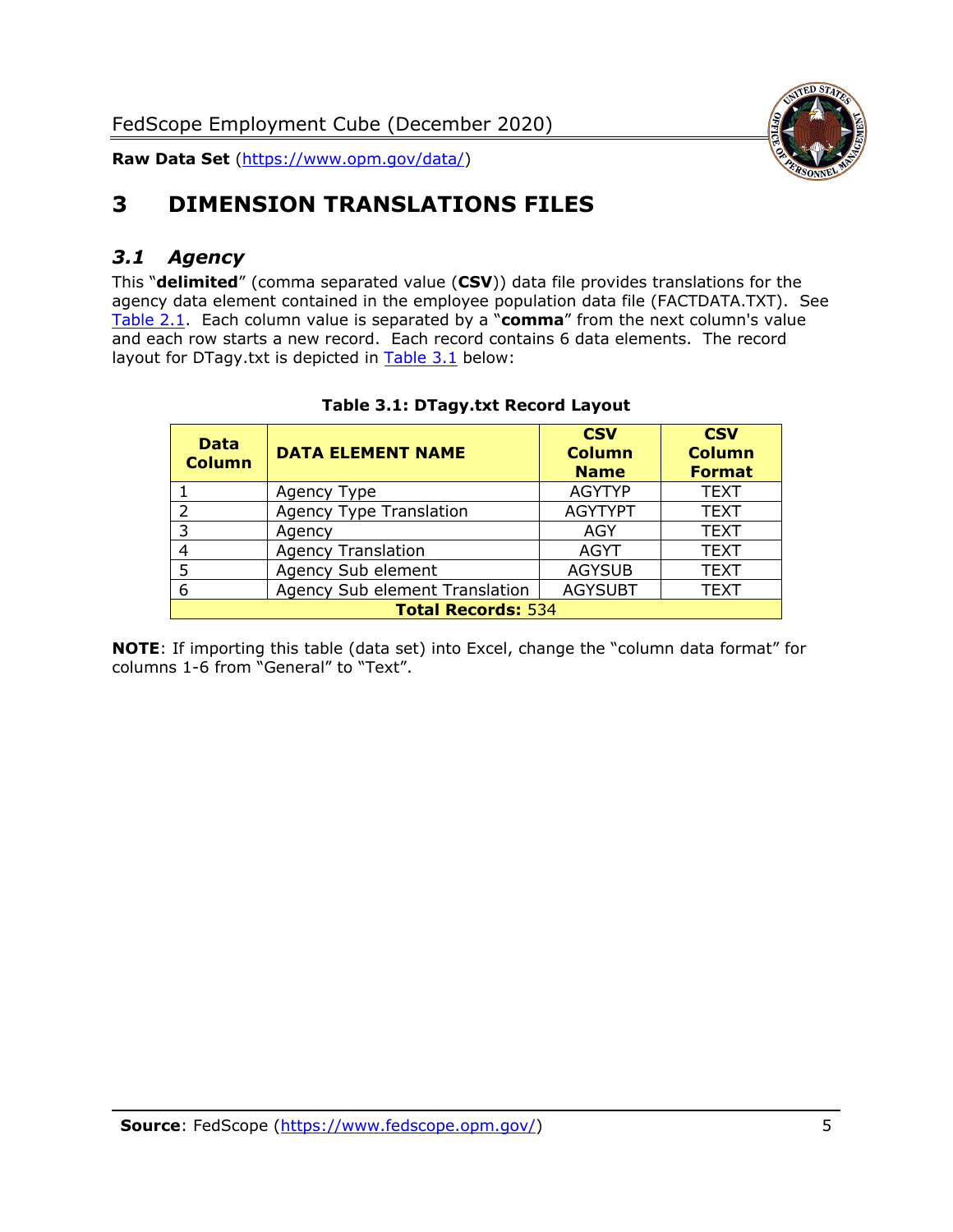# 3 DIMENSION TRANSLATIONS FILES

## *3.1 Agency*

This "**delimited**" (comma separated value (**CSV**)) data file provides translations for the agency data element contained in the employee population data file (FACTDATA.TXT). See Table 2.1. Each column value is separated by a "**comma**" from the next column's value and each row starts a new record. Each record contains 6 data elements. The record layout for DTagy.txt is depicted in Table 3.1 below:

**Table 3.1: DTagy.txt Record Layout**

| Data Column | DATA ELEMENT NAME | CSV Column Name | CSV Column Format |
|---|---|---|---|
| 1 | Agency Type | AGYTYP | TEXT |
| 2 | Agency Type Translation | AGYTYPT | TEXT |
| 3 | Agency | AGY | TEXT |
| 4 | Agency Translation | AGYT | TEXT |
| 5 | Agency Sub element | AGYSUB | TEXT |
| 6 | Agency Sub element Translation | AGYSUBT | TEXT |
| **Total Records:** 534 | | | |

**NOTE**: If importing this table (data set) into Excel, change the "column data format" for columns 1-6 from "General" to "Text".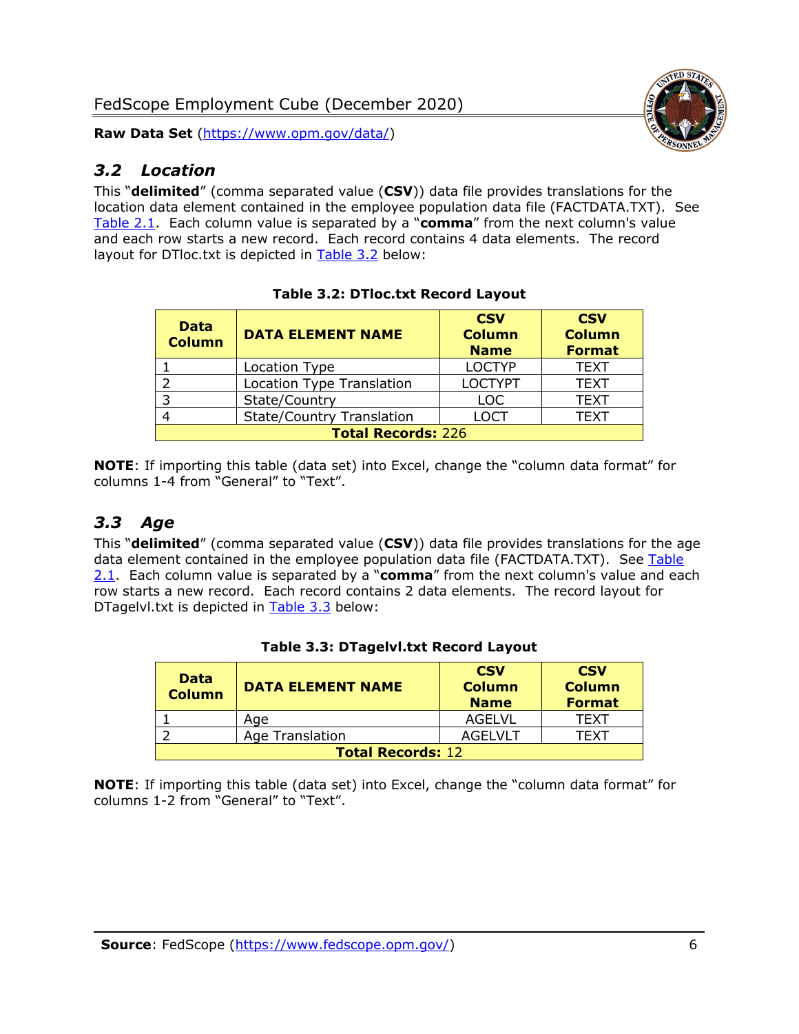## *3.2 Location*

This "**delimited**" (comma separated value (**CSV**)) data file provides translations for the location data element contained in the employee population data file (FACTDATA.TXT). See Table 2.1. Each column value is separated by a "**comma**" from the next column's value and each row starts a new record. Each record contains 4 data elements. The record layout for DTloc.txt is depicted in Table 3.2 below:

**Table 3.2: DTloc.txt Record Layout**

| Data Column | DATA ELEMENT NAME | CSV Column Name | CSV Column Format |
|---|---|---|---|
| 1 | Location Type | LOCTYP | TEXT |
| 2 | Location Type Translation | LOCTYPT | TEXT |
| 3 | State/Country | LOC | TEXT |
| 4 | State/Country Translation | LOCT | TEXT |
| **Total Records:** 226 | | | |

**NOTE**: If importing this table (data set) into Excel, change the "column data format" for columns 1-4 from "General" to "Text".

## *3.3 Age*

This "**delimited**" (comma separated value (**CSV**)) data file provides translations for the age data element contained in the employee population data file (FACTDATA.TXT). See Table 2.1. Each column value is separated by a "**comma**" from the next column's value and each row starts a new record. Each record contains 2 data elements. The record layout for DTagelvl.txt is depicted in Table 3.3 below:

**Table 3.3: DTagelvl.txt Record Layout**

| Data Column | DATA ELEMENT NAME | CSV Column Name | CSV Column Format |
|---|---|---|---|
| 1 | Age | AGELVL | TEXT |
| 2 | Age Translation | AGELVLT | TEXT |
| **Total Records:** 12 | | | |

**NOTE**: If importing this table (data set) into Excel, change the "column data format" for columns 1-2 from "General" to "Text".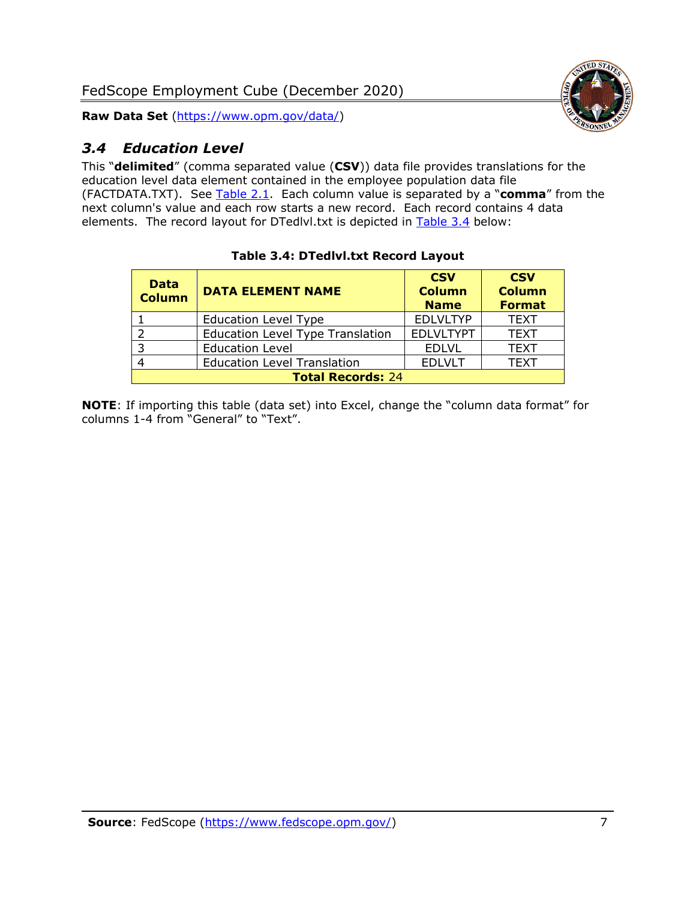## 3.4 Education Level

This "**delimited**" (comma separated value (**CSV**)) data file provides translations for the education level data element contained in the employee population data file (FACTDATA.TXT). See Table 2.1. Each column value is separated by a "**comma**" from the next column's value and each row starts a new record. Each record contains 4 data elements. The record layout for DTedlvl.txt is depicted in Table 3.4 below:

**Table 3.4: DTedlvl.txt Record Layout**

| Data Column | DATA ELEMENT NAME | CSV Column Name | CSV Column Format |
|---|---|---|---|
| 1 | Education Level Type | EDLVLTYP | TEXT |
| 2 | Education Level Type Translation | EDLVLTYPT | TEXT |
| 3 | Education Level | EDLVL | TEXT |
| 4 | Education Level Translation | EDLVLT | TEXT |
| **Total Records:** 24 | | | |

**NOTE**: If importing this table (data set) into Excel, change the "column data format" for columns 1-4 from "General" to "Text".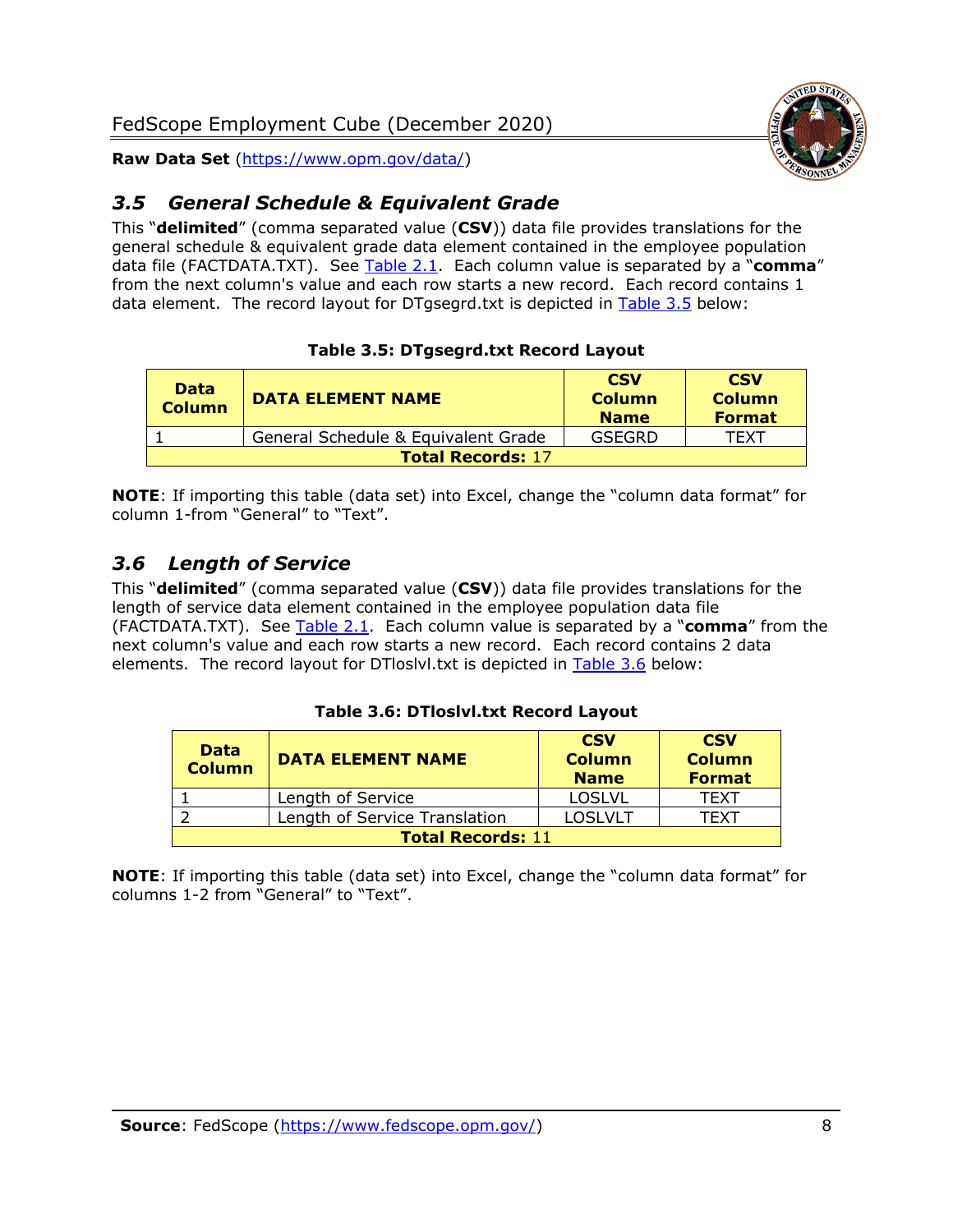### *3.5 General Schedule & Equivalent Grade*

This "**delimited**" (comma separated value (**CSV**)) data file provides translations for the general schedule & equivalent grade data element contained in the employee population data file (FACTDATA.TXT). See Table 2.1. Each column value is separated by a "**comma**" from the next column's value and each row starts a new record. Each record contains 1 data element. The record layout for DTgsegrd.txt is depicted in Table 3.5 below:

**Table 3.5: DTgsegrd.txt Record Layout**

| Data Column | DATA ELEMENT NAME | CSV Column Name | CSV Column Format |
|---|---|---|---|
| 1 | General Schedule & Equivalent Grade | GSEGRD | TEXT |
| **Total Records:** 17 | | | |

**NOTE**: If importing this table (data set) into Excel, change the "column data format" for column 1-from "General" to "Text".

### *3.6 Length of Service*

This "**delimited**" (comma separated value (**CSV**)) data file provides translations for the length of service data element contained in the employee population data file (FACTDATA.TXT). See Table 2.1. Each column value is separated by a "**comma**" from the next column's value and each row starts a new record. Each record contains 2 data elements. The record layout for DTloslvl.txt is depicted in Table 3.6 below:

**Table 3.6: DTloslvl.txt Record Layout**

| Data Column | DATA ELEMENT NAME | CSV Column Name | CSV Column Format |
|---|---|---|---|
| 1 | Length of Service | LOSLVL | TEXT |
| 2 | Length of Service Translation | LOSLVLT | TEXT |
| **Total Records:** 11 | | | |

**NOTE**: If importing this table (data set) into Excel, change the "column data format" for columns 1-2 from "General" to "Text".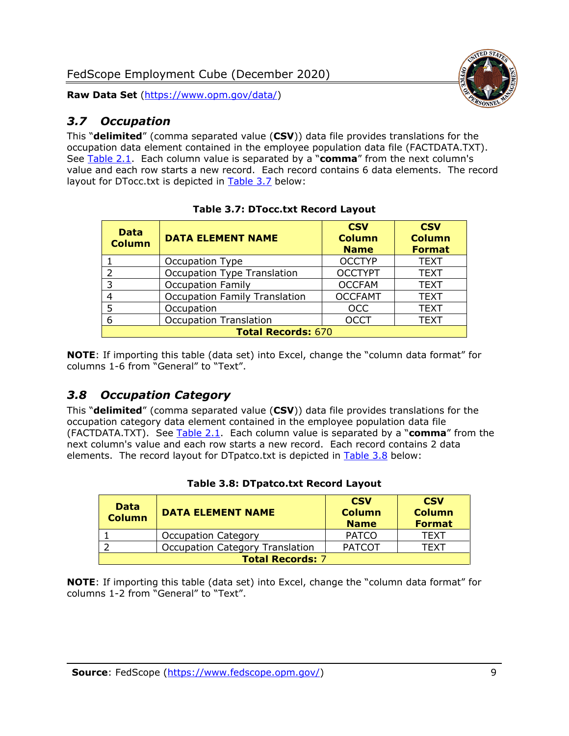### *3.7 Occupation*

This "**delimited**" (comma separated value (**CSV**)) data file provides translations for the occupation data element contained in the employee population data file (FACTDATA.TXT). See Table 2.1. Each column value is separated by a "**comma**" from the next column's value and each row starts a new record. Each record contains 6 data elements. The record layout for DTocc.txt is depicted in Table 3.7 below:

**Table 3.7: DTocc.txt Record Layout**

| Data Column | DATA ELEMENT NAME | CSV Column Name | CSV Column Format |
|---|---|---|---|
| 1 | Occupation Type | OCCTYP | TEXT |
| 2 | Occupation Type Translation | OCCTYPT | TEXT |
| 3 | Occupation Family | OCCFAM | TEXT |
| 4 | Occupation Family Translation | OCCFAMT | TEXT |
| 5 | Occupation | OCC | TEXT |
| 6 | Occupation Translation | OCCT | TEXT |
| **Total Records:** 670 | | | |

**NOTE**: If importing this table (data set) into Excel, change the "column data format" for columns 1-6 from "General" to "Text".

### *3.8 Occupation Category*

This "**delimited**" (comma separated value (**CSV**)) data file provides translations for the occupation category data element contained in the employee population data file (FACTDATA.TXT). See Table 2.1. Each column value is separated by a "**comma**" from the next column's value and each row starts a new record. Each record contains 2 data elements. The record layout for DTpatco.txt is depicted in Table 3.8 below:

**Table 3.8: DTpatco.txt Record Layout**

| Data Column | DATA ELEMENT NAME | CSV Column Name | CSV Column Format |
|---|---|---|---|
| 1 | Occupation Category | PATCO | TEXT |
| 2 | Occupation Category Translation | PATCOT | TEXT |
| **Total Records:** 7 | | | |

**NOTE**: If importing this table (data set) into Excel, change the "column data format" for columns 1-2 from "General" to "Text".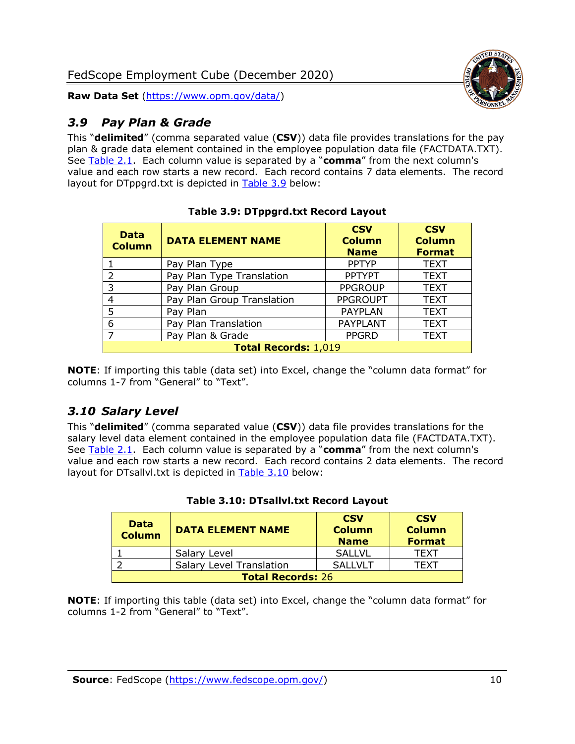## 3.9 Pay Plan & Grade

This "**delimited**" (comma separated value (**CSV**)) data file provides translations for the pay plan & grade data element contained in the employee population data file (FACTDATA.TXT). See Table 2.1. Each column value is separated by a "**comma**" from the next column's value and each row starts a new record. Each record contains 7 data elements. The record layout for DTppgrd.txt is depicted in Table 3.9 below:

**Table 3.9: DTppgrd.txt Record Layout**

| Data Column | DATA ELEMENT NAME | CSV Column Name | CSV Column Format |
|---|---|---|---|
| 1 | Pay Plan Type | PPTYP | TEXT |
| 2 | Pay Plan Type Translation | PPTYPT | TEXT |
| 3 | Pay Plan Group | PPGROUP | TEXT |
| 4 | Pay Plan Group Translation | PPGROUPT | TEXT |
| 5 | Pay Plan | PAYPLAN | TEXT |
| 6 | Pay Plan Translation | PAYPLANT | TEXT |
| 7 | Pay Plan & Grade | PPGRD | TEXT |
| **Total Records:** 1,019 | | | |

**NOTE**: If importing this table (data set) into Excel, change the "column data format" for columns 1-7 from "General" to "Text".

## 3.10 Salary Level

This "**delimited**" (comma separated value (**CSV**)) data file provides translations for the salary level data element contained in the employee population data file (FACTDATA.TXT). See Table 2.1. Each column value is separated by a "**comma**" from the next column's value and each row starts a new record. Each record contains 2 data elements. The record layout for DTsallvl.txt is depicted in Table 3.10 below:

**Table 3.10: DTsallvl.txt Record Layout**

| Data Column | DATA ELEMENT NAME | CSV Column Name | CSV Column Format |
|---|---|---|---|
| 1 | Salary Level | SALLVL | TEXT |
| 2 | Salary Level Translation | SALLVLT | TEXT |
| **Total Records:** 26 | | | |

**NOTE**: If importing this table (data set) into Excel, change the "column data format" for columns 1-2 from "General" to "Text".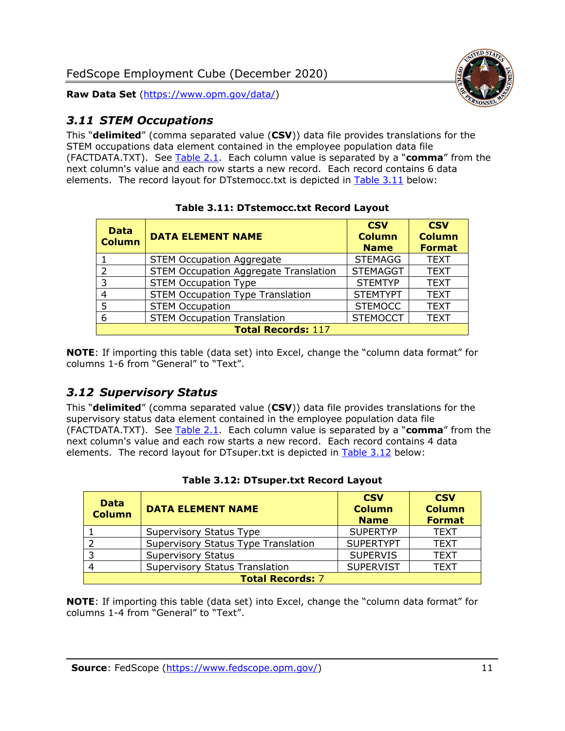## 3.11 STEM Occupations

This "**delimited**" (comma separated value (**CSV**)) data file provides translations for the STEM occupations data element contained in the employee population data file (FACTDATA.TXT). See Table 2.1. Each column value is separated by a "**comma**" from the next column's value and each row starts a new record. Each record contains 6 data elements. The record layout for DTstemocc.txt is depicted in Table 3.11 below:

**Table 3.11: DTstemocc.txt Record Layout**

| Data Column | DATA ELEMENT NAME | CSV Column Name | CSV Column Format |
|---|---|---|---|
| 1 | STEM Occupation Aggregate | STEMAGG | TEXT |
| 2 | STEM Occupation Aggregate Translation | STEMAGGT | TEXT |
| 3 | STEM Occupation Type | STEMTYP | TEXT |
| 4 | STEM Occupation Type Translation | STEMTYPT | TEXT |
| 5 | STEM Occupation | STEMOCC | TEXT |
| 6 | STEM Occupation Translation | STEMOCCT | TEXT |
| **Total Records:** 117 | | | |

**NOTE**: If importing this table (data set) into Excel, change the "column data format" for columns 1-6 from "General" to "Text".

## 3.12 Supervisory Status

This "**delimited**" (comma separated value (**CSV**)) data file provides translations for the supervisory status data element contained in the employee population data file (FACTDATA.TXT). See Table 2.1. Each column value is separated by a "**comma**" from the next column's value and each row starts a new record. Each record contains 4 data elements. The record layout for DTsuper.txt is depicted in Table 3.12 below:

**Table 3.12: DTsuper.txt Record Layout**

| Data Column | DATA ELEMENT NAME | CSV Column Name | CSV Column Format |
|---|---|---|---|
| 1 | Supervisory Status Type | SUPERTYP | TEXT |
| 2 | Supervisory Status Type Translation | SUPERTYPT | TEXT |
| 3 | Supervisory Status | SUPERVIS | TEXT |
| 4 | Supervisory Status Translation | SUPERVIST | TEXT |
| **Total Records:** 7 | | | |

**NOTE**: If importing this table (data set) into Excel, change the "column data format" for columns 1-4 from "General" to "Text".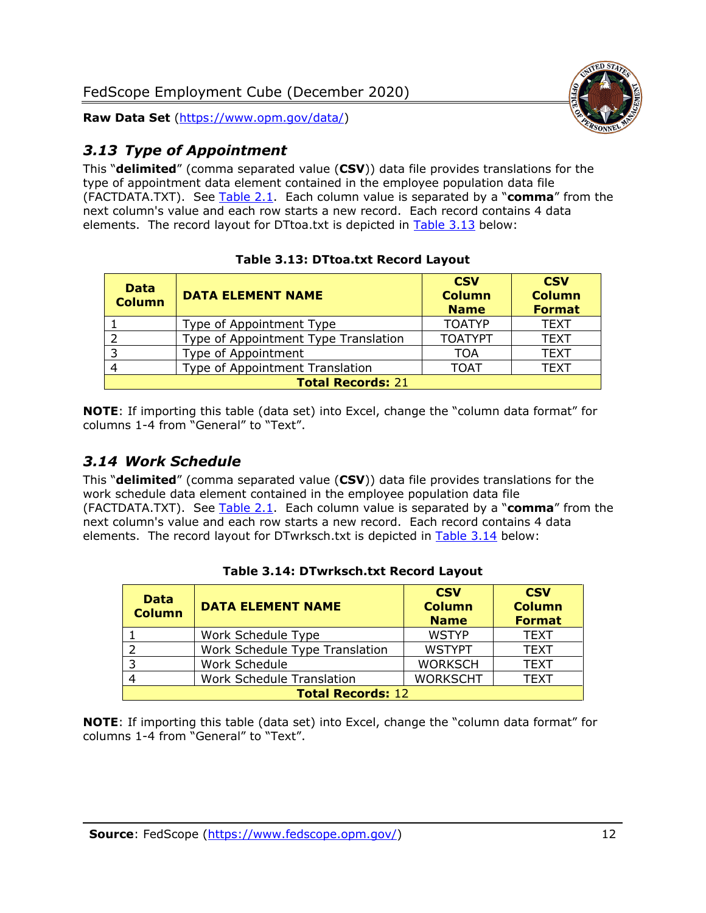## *3.13 Type of Appointment*

This "**delimited**" (comma separated value (**CSV**)) data file provides translations for the type of appointment data element contained in the employee population data file (FACTDATA.TXT). See Table 2.1. Each column value is separated by a "**comma**" from the next column's value and each row starts a new record. Each record contains 4 data elements. The record layout for DTtoa.txt is depicted in Table 3.13 below:

**Table 3.13: DTtoa.txt Record Layout**

| Data Column | DATA ELEMENT NAME | CSV Column Name | CSV Column Format |
|---|---|---|---|
| 1 | Type of Appointment Type | TOATYP | TEXT |
| 2 | Type of Appointment Type Translation | TOATYPT | TEXT |
| 3 | Type of Appointment | TOA | TEXT |
| 4 | Type of Appointment Translation | TOAT | TEXT |
| **Total Records:** 21 | | | |

**NOTE**: If importing this table (data set) into Excel, change the "column data format" for columns 1-4 from "General" to "Text".

## *3.14 Work Schedule*

This "**delimited**" (comma separated value (**CSV**)) data file provides translations for the work schedule data element contained in the employee population data file (FACTDATA.TXT). See Table 2.1. Each column value is separated by a "**comma**" from the next column's value and each row starts a new record. Each record contains 4 data elements. The record layout for DTwrksch.txt is depicted in Table 3.14 below:

**Table 3.14: DTwrksch.txt Record Layout**

| Data Column | DATA ELEMENT NAME | CSV Column Name | CSV Column Format |
|---|---|---|---|
| 1 | Work Schedule Type | WSTYP | TEXT |
| 2 | Work Schedule Type Translation | WSTYPT | TEXT |
| 3 | Work Schedule | WORKSCH | TEXT |
| 4 | Work Schedule Translation | WORKSCHT | TEXT |
| **Total Records:** 12 | | | |

**NOTE**: If importing this table (data set) into Excel, change the "column data format" for columns 1-4 from "General" to "Text".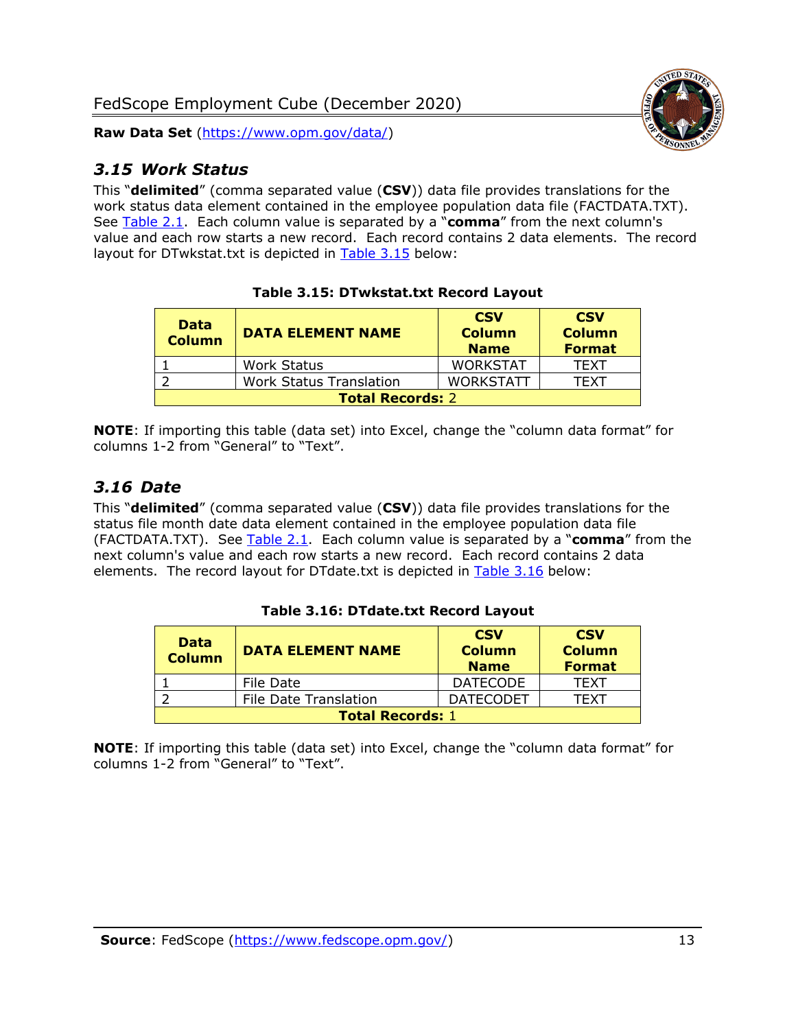## *3.15 Work Status*

This "**delimited**" (comma separated value (**CSV**)) data file provides translations for the work status data element contained in the employee population data file (FACTDATA.TXT). See Table 2.1. Each column value is separated by a "**comma**" from the next column's value and each row starts a new record. Each record contains 2 data elements. The record layout for DTwkstat.txt is depicted in Table 3.15 below:

**Table 3.15: DTwkstat.txt Record Layout**

| Data Column | DATA ELEMENT NAME | CSV Column Name | CSV Column Format |
|---|---|---|---|
| 1 | Work Status | WORKSTAT | TEXT |
| 2 | Work Status Translation | WORKSTATT | TEXT |
| **Total Records:** 2 | | | |

**NOTE**: If importing this table (data set) into Excel, change the "column data format" for columns 1-2 from "General" to "Text".

## *3.16 Date*

This "**delimited**" (comma separated value (**CSV**)) data file provides translations for the status file month date data element contained in the employee population data file (FACTDATA.TXT). See Table 2.1. Each column value is separated by a "**comma**" from the next column's value and each row starts a new record. Each record contains 2 data elements. The record layout for DTdate.txt is depicted in Table 3.16 below:

**Table 3.16: DTdate.txt Record Layout**

| Data Column | DATA ELEMENT NAME | CSV Column Name | CSV Column Format |
|---|---|---|---|
| 1 | File Date | DATECODE | TEXT |
| 2 | File Date Translation | DATECODET | TEXT |
| **Total Records:** 1 | | | |

**NOTE**: If importing this table (data set) into Excel, change the "column data format" for columns 1-2 from "General" to "Text".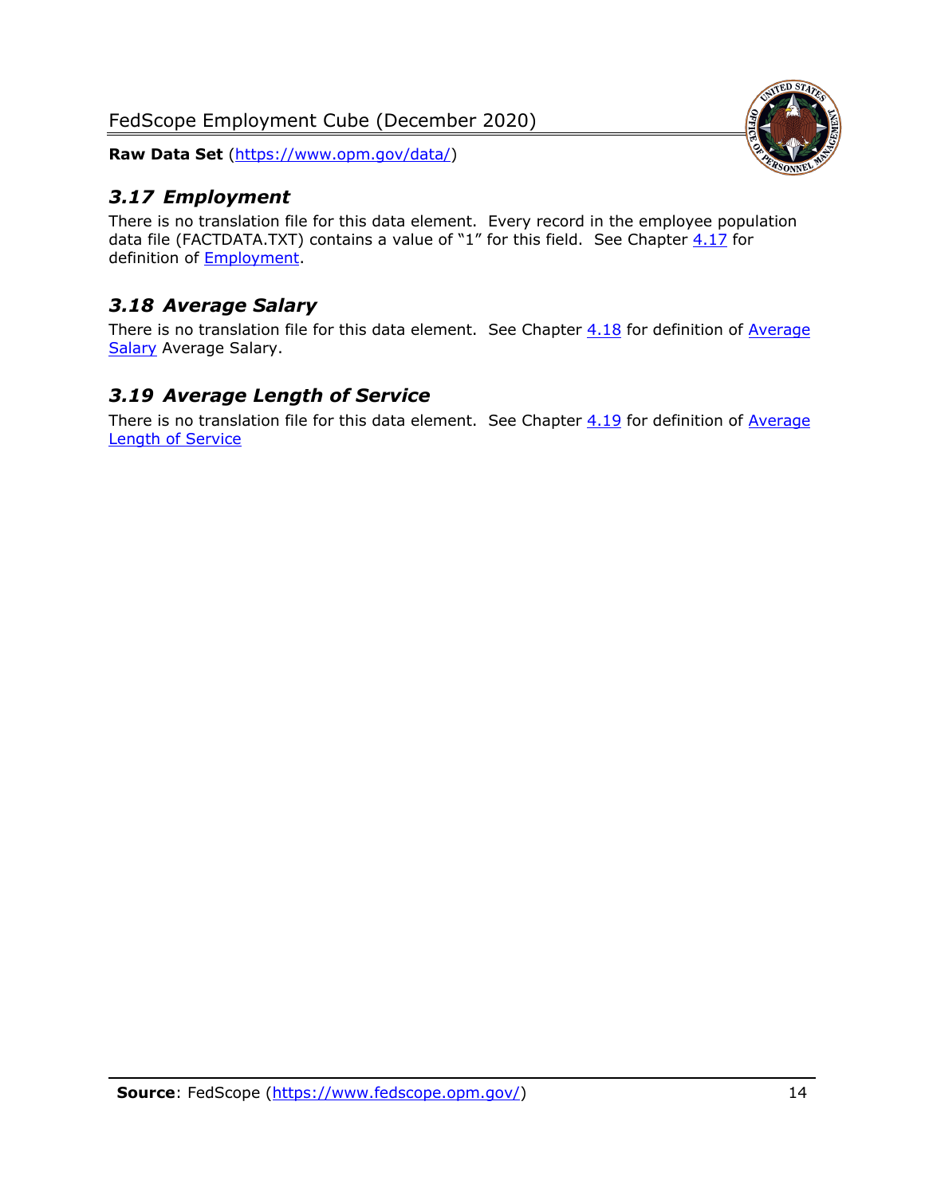### 3.17 Employment

There is no translation file for this data element. Every record in the employee population data file (FACTDATA.TXT) contains a value of "1" for this field. See Chapter 4.17 for definition of Employment.

### 3.18 Average Salary

There is no translation file for this data element. See Chapter 4.18 for definition of Average Salary Average Salary.

### 3.19 Average Length of Service

There is no translation file for this data element. See Chapter 4.19 for definition of Average Length of Service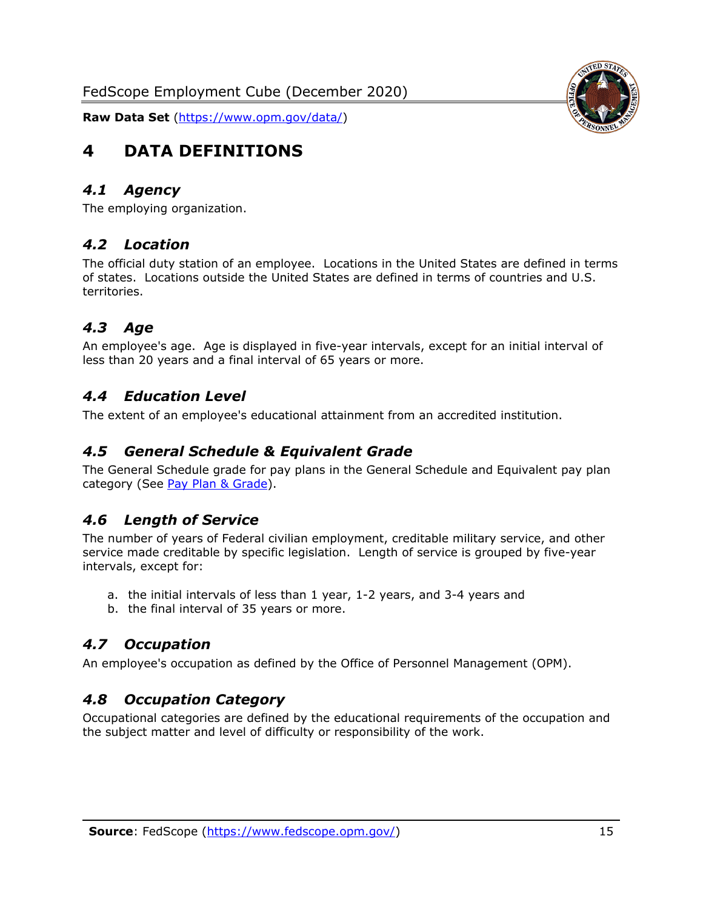# 4 DATA DEFINITIONS

## *4.1 Agency*

The employing organization.

## *4.2 Location*

The official duty station of an employee. Locations in the United States are defined in terms of states. Locations outside the United States are defined in terms of countries and U.S. territories.

## *4.3 Age*

An employee's age. Age is displayed in five-year intervals, except for an initial interval of less than 20 years and a final interval of 65 years or more.

## *4.4 Education Level*

The extent of an employee's educational attainment from an accredited institution.

## *4.5 General Schedule & Equivalent Grade*

The General Schedule grade for pay plans in the General Schedule and Equivalent pay plan category (See Pay Plan & Grade).

## *4.6 Length of Service*

The number of years of Federal civilian employment, creditable military service, and other service made creditable by specific legislation. Length of service is grouped by five-year intervals, except for:

a. the initial intervals of less than 1 year, 1-2 years, and 3-4 years and
b. the final interval of 35 years or more.

## *4.7 Occupation*

An employee's occupation as defined by the Office of Personnel Management (OPM).

## *4.8 Occupation Category*

Occupational categories are defined by the educational requirements of the occupation and the subject matter and level of difficulty or responsibility of the work.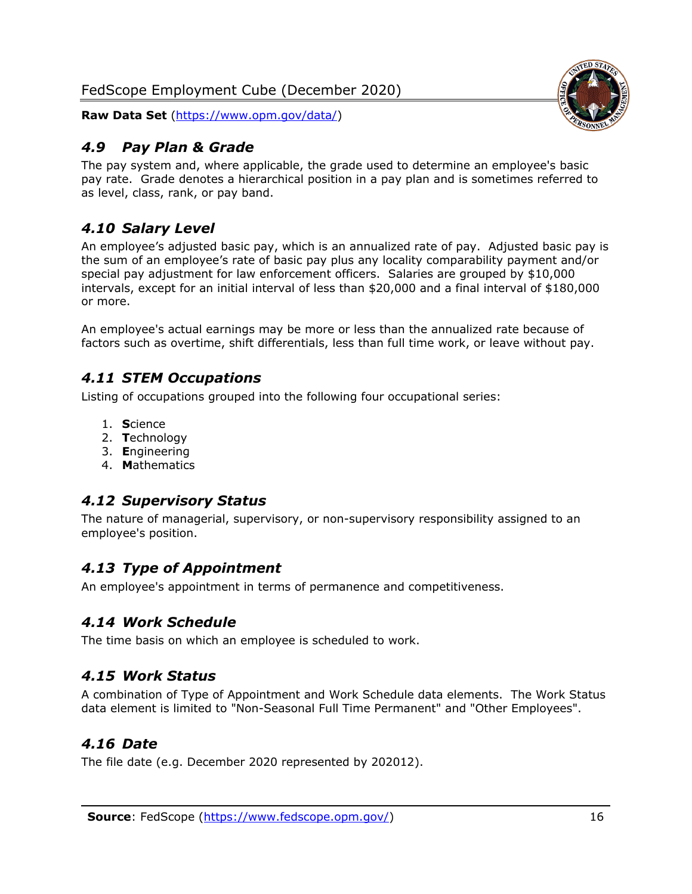### *4.9 Pay Plan & Grade*

The pay system and, where applicable, the grade used to determine an employee's basic pay rate. Grade denotes a hierarchical position in a pay plan and is sometimes referred to as level, class, rank, or pay band.

### *4.10 Salary Level*

An employee's adjusted basic pay, which is an annualized rate of pay. Adjusted basic pay is the sum of an employee's rate of basic pay plus any locality comparability payment and/or special pay adjustment for law enforcement officers. Salaries are grouped by $10,000 intervals, except for an initial interval of less than $20,000 and a final interval of $180,000 or more.

An employee's actual earnings may be more or less than the annualized rate because of factors such as overtime, shift differentials, less than full time work, or leave without pay.

### *4.11 STEM Occupations*

Listing of occupations grouped into the following four occupational series:

1. **S**cience
2. **T**echnology
3. **E**ngineering
4. **M**athematics

### *4.12 Supervisory Status*

The nature of managerial, supervisory, or non-supervisory responsibility assigned to an employee's position.

### *4.13 Type of Appointment*

An employee's appointment in terms of permanence and competitiveness.

### *4.14 Work Schedule*

The time basis on which an employee is scheduled to work.

### *4.15 Work Status*

A combination of Type of Appointment and Work Schedule data elements. The Work Status data element is limited to "Non-Seasonal Full Time Permanent" and "Other Employees".

### *4.16 Date*

The file date (e.g. December 2020 represented by 202012).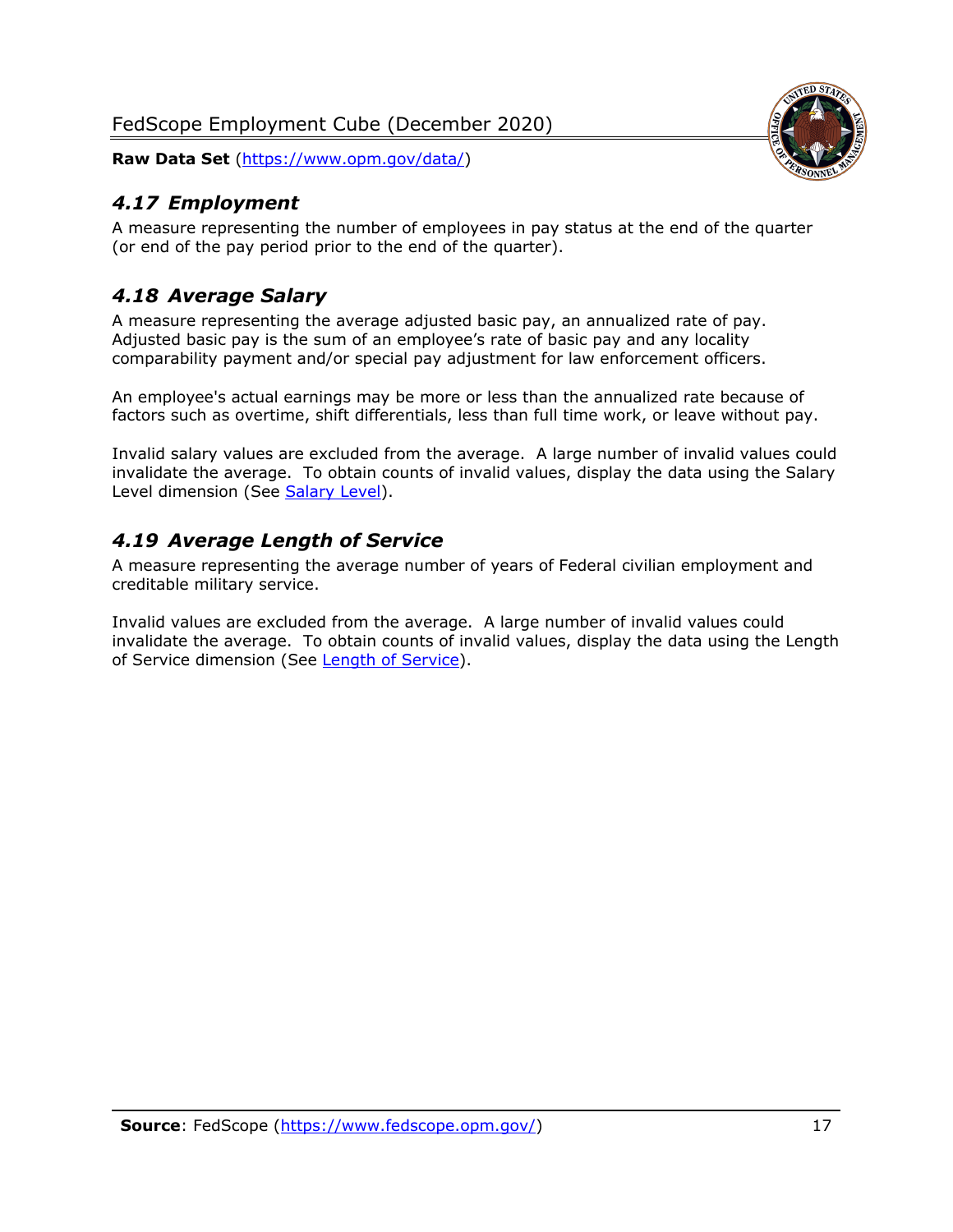### *4.17 Employment*

A measure representing the number of employees in pay status at the end of the quarter (or end of the pay period prior to the end of the quarter).

### *4.18 Average Salary*

A measure representing the average adjusted basic pay, an annualized rate of pay. Adjusted basic pay is the sum of an employee's rate of basic pay and any locality comparability payment and/or special pay adjustment for law enforcement officers.

An employee's actual earnings may be more or less than the annualized rate because of factors such as overtime, shift differentials, less than full time work, or leave without pay.

Invalid salary values are excluded from the average. A large number of invalid values could invalidate the average. To obtain counts of invalid values, display the data using the Salary Level dimension (See Salary Level).

### *4.19 Average Length of Service*

A measure representing the average number of years of Federal civilian employment and creditable military service.

Invalid values are excluded from the average. A large number of invalid values could invalidate the average. To obtain counts of invalid values, display the data using the Length of Service dimension (See Length of Service).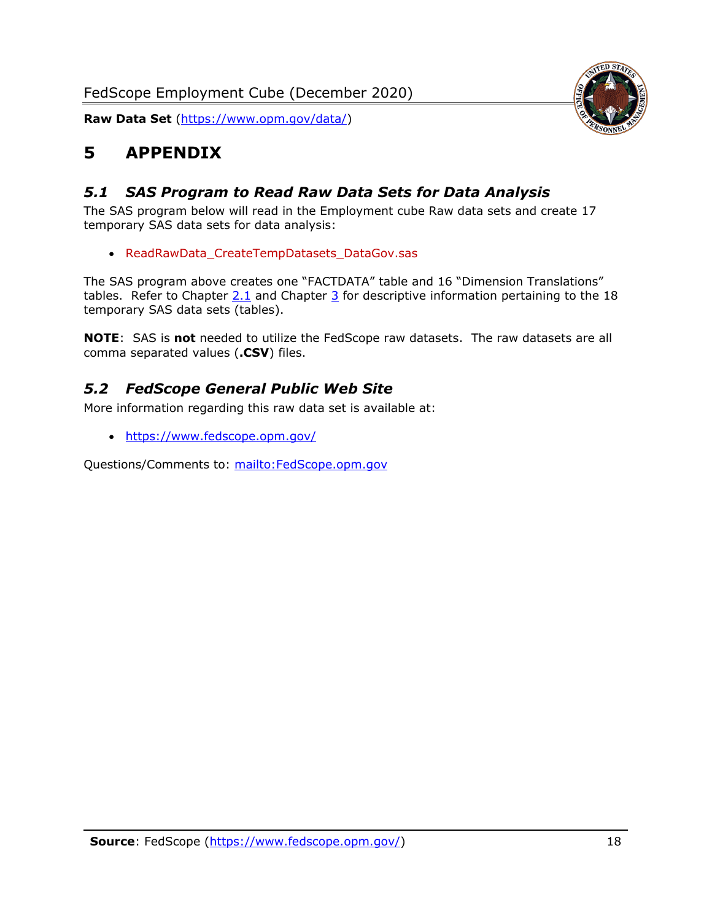# 5 APPENDIX

## *5.1 SAS Program to Read Raw Data Sets for Data Analysis*

The SAS program below will read in the Employment cube Raw data sets and create 17 temporary SAS data sets for data analysis:

- ReadRawData_CreateTempDatasets_DataGov.sas

The SAS program above creates one "FACTDATA" table and 16 "Dimension Translations" tables. Refer to Chapter 2.1 and Chapter 3 for descriptive information pertaining to the 18 temporary SAS data sets (tables).

**NOTE**: SAS is **not** needed to utilize the FedScope raw datasets. The raw datasets are all comma separated values (**.CSV**) files.

## *5.2 FedScope General Public Web Site*

More information regarding this raw data set is available at:

- https://www.fedscope.opm.gov/

Questions/Comments to: mailto:FedScope.opm.gov